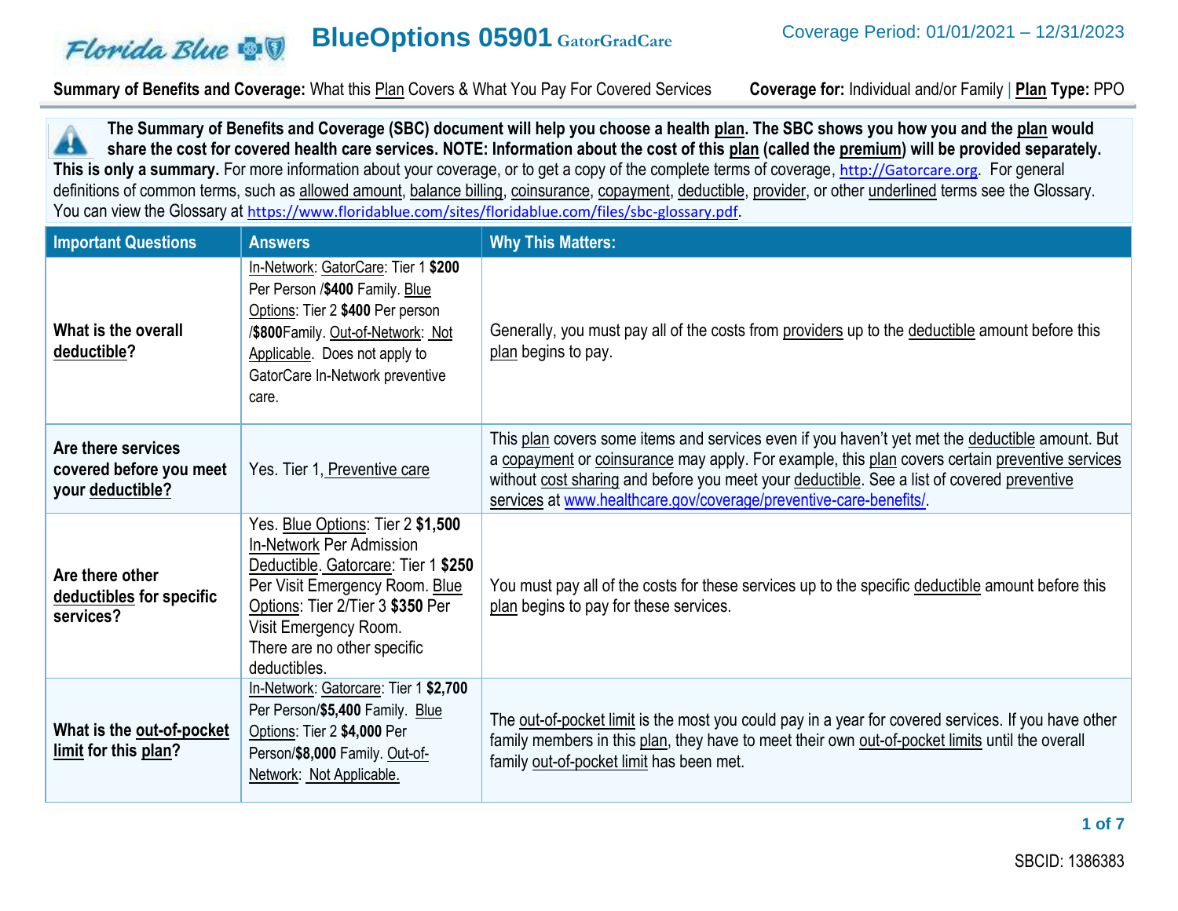# BlueOptions 05901 GatorGradCare

Coverage Period: 01/01/2021 – 12/31/2023

**Summary of Benefits and Coverage:** What this Plan Covers & What You Pay For Covered Services **Coverage for:** Individual and/or Family | **Plan Type:** PPO

**The Summary of Benefits and Coverage (SBC) document will help you choose a health plan. The SBC shows you how you and the plan would share the cost for covered health care services. NOTE: Information about the cost of this plan (called the premium) will be provided separately. This is only a summary.** For more information about your coverage, or to get a copy of the complete terms of coverage, http://Gatorcare.org. For general definitions of common terms, such as allowed amount, balance billing, coinsurance, copayment, deductible, provider, or other underlined terms see the Glossary. You can view the Glossary at https://www.floridablue.com/sites/floridablue.com/files/sbc-glossary.pdf.

| Important Questions | Answers | Why This Matters: |
|---|---|---|
| **What is the overall deductible?** | In-Network: GatorCare: Tier 1 **$200** Per Person /**$400** Family. Blue Options: Tier 2 **$400** Per person /**$800**Family. Out-of-Network: Not Applicable. Does not apply to GatorCare In-Network preventive care. | Generally, you must pay all of the costs from providers up to the deductible amount before this plan begins to pay. |
| **Are there services covered before you meet your deductible?** | Yes. Tier 1, Preventive care | This plan covers some items and services even if you haven't yet met the deductible amount. But a copayment or coinsurance may apply. For example, this plan covers certain preventive services without cost sharing and before you meet your deductible. See a list of covered preventive services at www.healthcare.gov/coverage/preventive-care-benefits/. |
| **Are there other deductibles for specific services?** | Yes. Blue Options: Tier 2 **$1,500** In-Network Per Admission Deductible. Gatorcare: Tier 1 **$250** Per Visit Emergency Room. Blue Options: Tier 2/Tier 3 **$350** Per Visit Emergency Room. There are no other specific deductibles. | You must pay all of the costs for these services up to the specific deductible amount before this plan begins to pay for these services. |
| **What is the out-of-pocket limit for this plan?** | In-Network: Gatorcare: Tier 1 **$2,700** Per Person/**$5,400** Family. Blue Options: Tier 2 **$4,000** Per Person/**$8,000** Family. Out-of-Network: Not Applicable. | The out-of-pocket limit is the most you could pay in a year for covered services. If you have other family members in this plan, they have to meet their own out-of-pocket limits until the overall family out-of-pocket limit has been met. |

SBCID: 1386383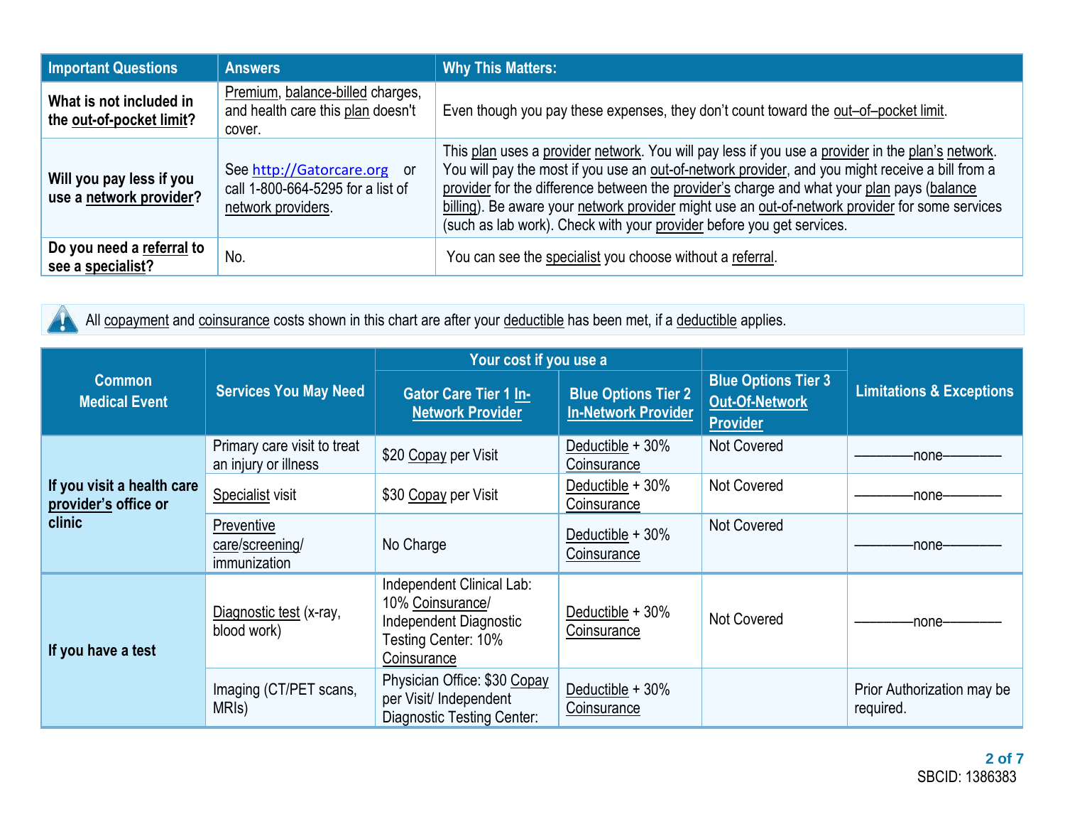| Important Questions | Answers | Why This Matters: |
|---|---|---|
| **What is not included in the out-of-pocket limit?** | Premium, balance-billed charges, and health care this plan doesn't cover. | Even though you pay these expenses, they don't count toward the out–of–pocket limit. |
| **Will you pay less if you use a network provider?** | See http://Gatorcare.org or call 1-800-664-5295 for a list of network providers. | This plan uses a provider network. You will pay less if you use a provider in the plan's network. You will pay the most if you use an out-of-network provider, and you might receive a bill from a provider for the difference between the provider's charge and what your plan pays (balance billing). Be aware your network provider might use an out-of-network provider for some services (such as lab work). Check with your provider before you get services. |
| **Do you need a referral to see a specialist?** | No. | You can see the specialist you choose without a referral. |

All copayment and coinsurance costs shown in this chart are after your deductible has been met, if a deductible applies.

| Common Medical Event | Services You May Need | Your cost if you use a Gator Care Tier 1 In-Network Provider | Blue Options Tier 2 In-Network Provider | Blue Options Tier 3 Out-Of-Network Provider | Limitations & Exceptions |
|---|---|---|---|---|---|
| **If you visit a health care provider's office or clinic** | Primary care visit to treat an injury or illness | $20 Copay per Visit | Deductible + 30% Coinsurance | Not Covered | ————none———— |
| | Specialist visit | $30 Copay per Visit | Deductible + 30% Coinsurance | Not Covered | ————none———— |
| | Preventive care/screening/ immunization | No Charge | Deductible + 30% Coinsurance | Not Covered | ————none———— |
| **If you have a test** | Diagnostic test (x-ray, blood work) | Independent Clinical Lab: 10% Coinsurance/ Independent Diagnostic Testing Center: 10% Coinsurance | Deductible + 30% Coinsurance | Not Covered | ————none———— |
| | Imaging (CT/PET scans, MRIs) | Physician Office: $30 Copay per Visit/ Independent Diagnostic Testing Center: | Deductible + 30% Coinsurance | | Prior Authorization may be required. |

SBCID: 1386383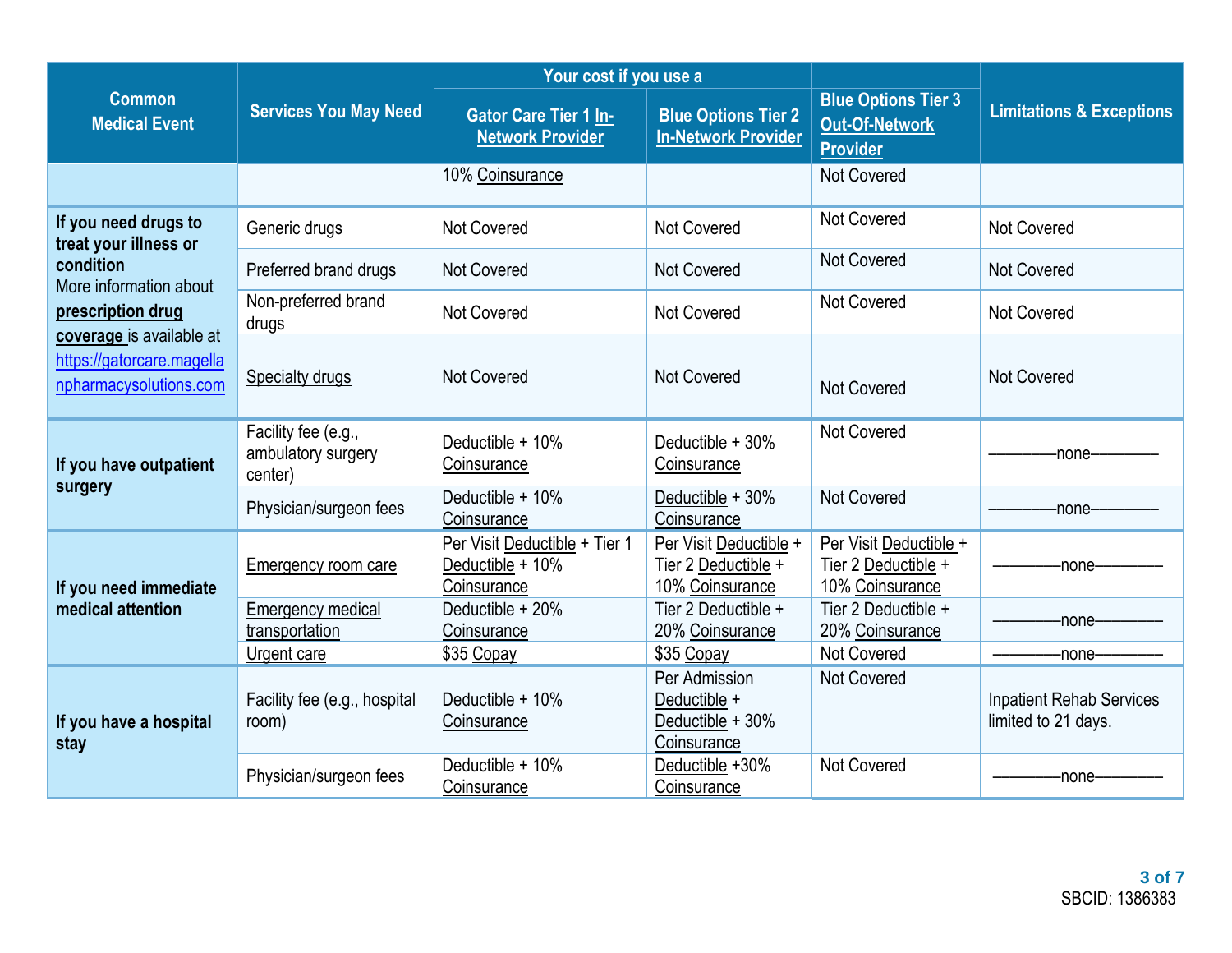| Common Medical Event | Services You May Need | Your cost if you use a Gator Care Tier 1 In-Network Provider | Blue Options Tier 2 In-Network Provider | Blue Options Tier 3 Out-Of-Network Provider | Limitations & Exceptions |
|---|---|---|---|---|---|
| | | 10% Coinsurance | | Not Covered | |
| **If you need drugs to treat your illness or condition** More information about **prescription drug coverage** is available at https://gatorcare.magellanpharmacysolutions.com | Generic drugs | Not Covered | Not Covered | Not Covered | Not Covered |
| | Preferred brand drugs | Not Covered | Not Covered | Not Covered | Not Covered |
| | Non-preferred brand drugs | Not Covered | Not Covered | Not Covered | Not Covered |
| | Specialty drugs | Not Covered | Not Covered | Not Covered | Not Covered |
| **If you have outpatient surgery** | Facility fee (e.g., ambulatory surgery center) | Deductible + 10% Coinsurance | Deductible + 30% Coinsurance | Not Covered | ————none———— |
| | Physician/surgeon fees | Deductible + 10% Coinsurance | Deductible + 30% Coinsurance | Not Covered | ————none———— |
| **If you need immediate medical attention** | Emergency room care | Per Visit Deductible + Tier 1 Deductible + 10% Coinsurance | Per Visit Deductible + Tier 2 Deductible + 10% Coinsurance | Per Visit Deductible + Tier 2 Deductible + 10% Coinsurance | ————none———— |
| | Emergency medical transportation | Deductible + 20% Coinsurance | Tier 2 Deductible + 20% Coinsurance | Tier 2 Deductible + 20% Coinsurance | ————none———— |
| | Urgent care | $35 Copay | $35 Copay | Not Covered | ————none———— |
| **If you have a hospital stay** | Facility fee (e.g., hospital room) | Deductible + 10% Coinsurance | Per Admission Deductible + Deductible + 30% Coinsurance | Not Covered | Inpatient Rehab Services limited to 21 days. |
| | Physician/surgeon fees | Deductible + 10% Coinsurance | Deductible +30% Coinsurance | Not Covered | ————none———— |

SBCID: 1386383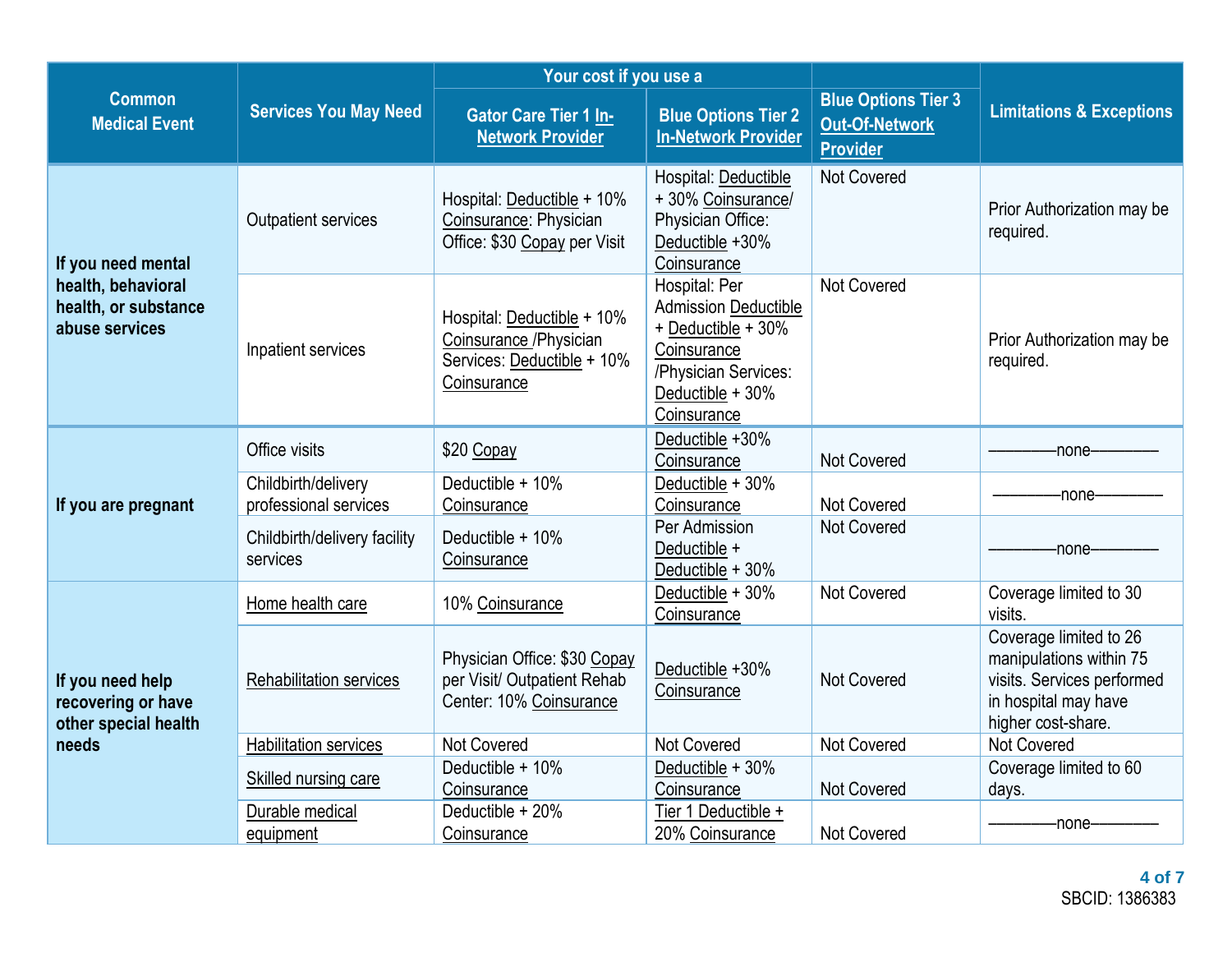| Common Medical Event | Services You May Need | Your cost if you use a Gator Care Tier 1 In-Network Provider | Blue Options Tier 2 In-Network Provider | Blue Options Tier 3 Out-Of-Network Provider | Limitations & Exceptions |
|---|---|---|---|---|---|
| If you need mental health, behavioral health, or substance abuse services | Outpatient services | Hospital: Deductible + 10% Coinsurance: Physician Office: $30 Copay per Visit | Hospital: Deductible + 30% Coinsurance/ Physician Office: Deductible +30% Coinsurance | Not Covered | Prior Authorization may be required. |
| | Inpatient services | Hospital: Deductible + 10% Coinsurance /Physician Services: Deductible + 10% Coinsurance | Hospital: Per Admission Deductible + Deductible + 30% Coinsurance /Physician Services: Deductible + 30% Coinsurance | Not Covered | Prior Authorization may be required. |
| If you are pregnant | Office visits | $20 Copay | Deductible +30% Coinsurance | Not Covered | ————none———— |
| | Childbirth/delivery professional services | Deductible + 10% Coinsurance | Deductible + 30% Coinsurance | Not Covered | ————none———— |
| | Childbirth/delivery facility services | Deductible + 10% Coinsurance | Per Admission Deductible + Deductible + 30% | Not Covered | ————none———— |
| If you need help recovering or have other special health needs | Home health care | 10% Coinsurance | Deductible + 30% Coinsurance | Not Covered | Coverage limited to 30 visits. |
| | Rehabilitation services | Physician Office: $30 Copay per Visit/ Outpatient Rehab Center: 10% Coinsurance | Deductible +30% Coinsurance | Not Covered | Coverage limited to 26 manipulations within 75 visits. Services performed in hospital may have higher cost-share. |
| | Habilitation services | Not Covered | Not Covered | Not Covered | Not Covered |
| | Skilled nursing care | Deductible + 10% Coinsurance | Deductible + 30% Coinsurance | Not Covered | Coverage limited to 60 days. |
| | Durable medical equipment | Deductible + 20% Coinsurance | Tier 1 Deductible + 20% Coinsurance | Not Covered | ————none———— |

SBCID: 1386383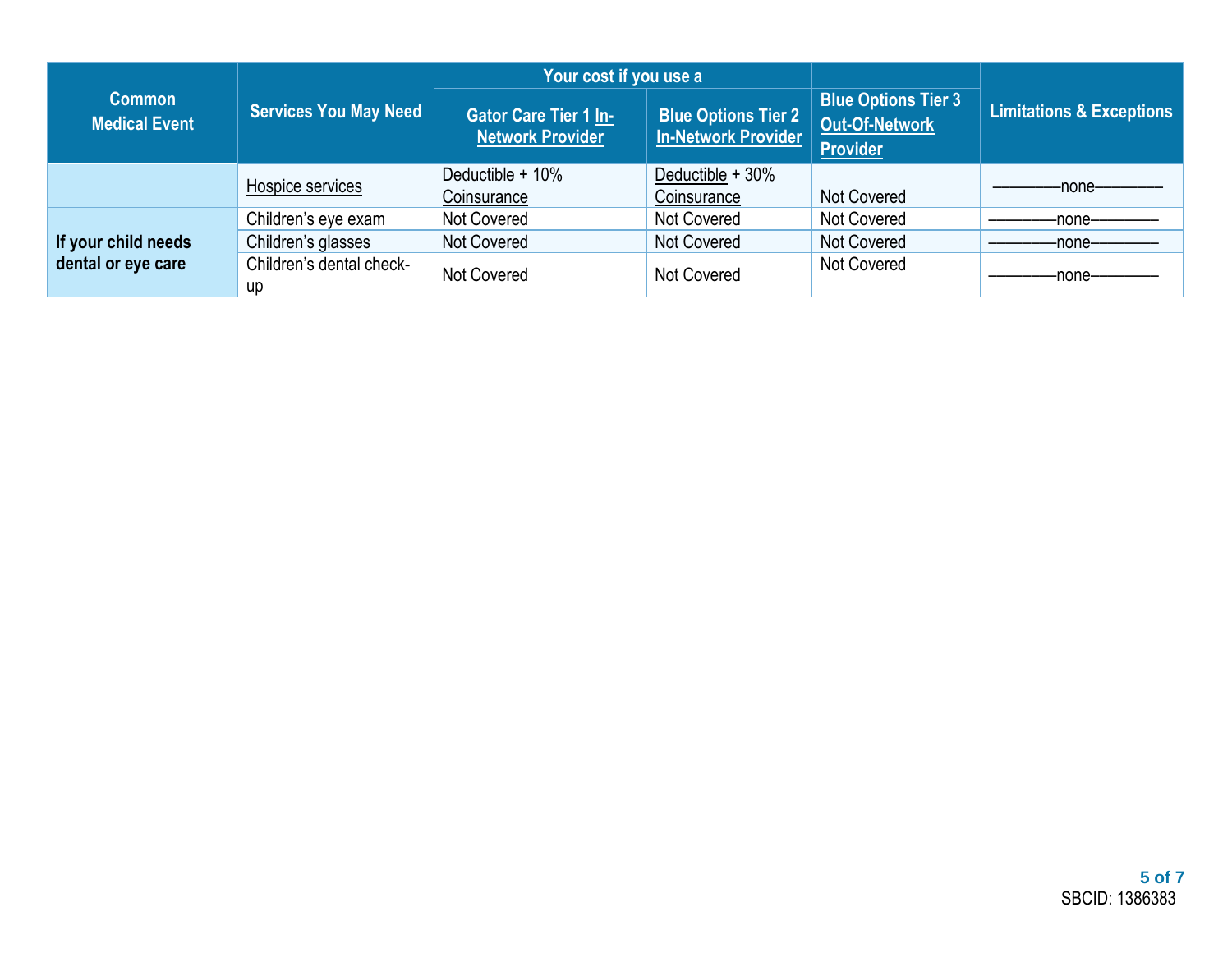| Common Medical Event | Services You May Need | Your cost if you use a Gator Care Tier 1 In-Network Provider | Blue Options Tier 2 In-Network Provider | Blue Options Tier 3 Out-Of-Network Provider | Limitations & Exceptions |
|---|---|---|---|---|---|
| | Hospice services | Deductible + 10% Coinsurance | Deductible + 30% Coinsurance | Not Covered | ————none———— |
| If your child needs dental or eye care | Children's eye exam | Not Covered | Not Covered | Not Covered | ————none———— |
| | Children's glasses | Not Covered | Not Covered | Not Covered | ————none———— |
| | Children's dental check-up | Not Covered | Not Covered | Not Covered | ————none———— |

SBCID: 1386383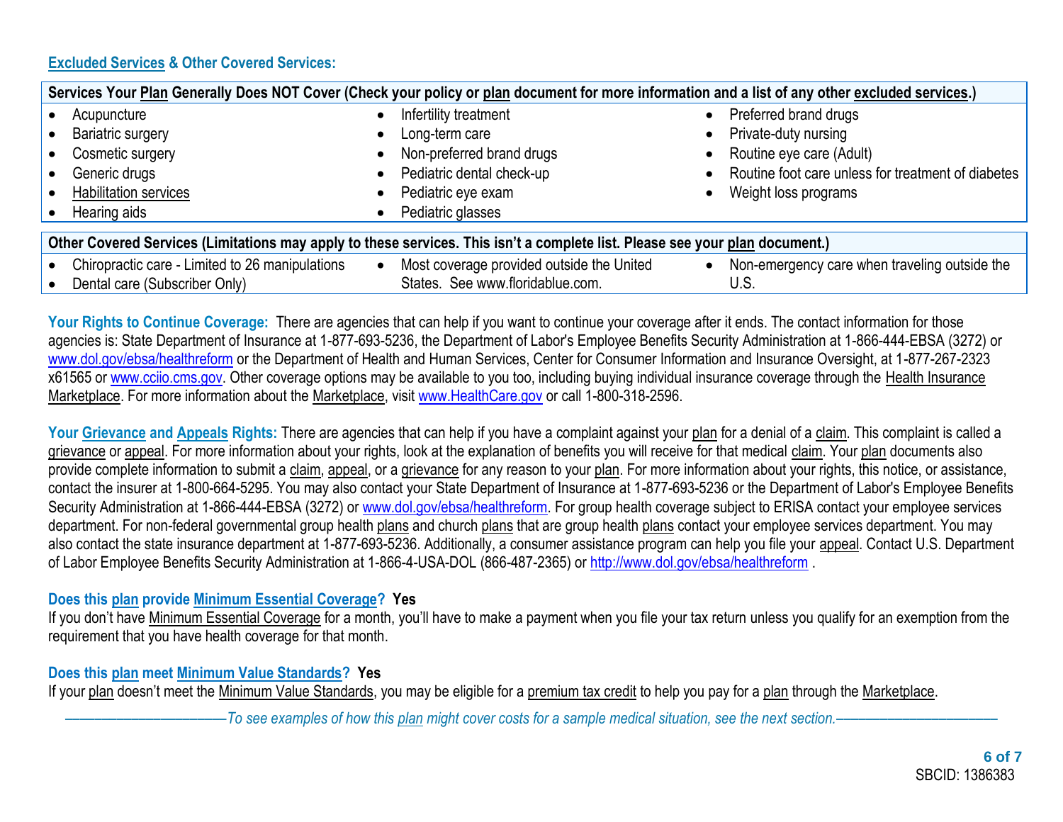## Excluded Services & Other Covered Services:

| Services Your Plan Generally Does NOT Cover (Check your policy or plan document for more information and a list of any other excluded services.) | | |
|---|---|---|
| • Acupuncture<br>• Bariatric surgery<br>• Cosmetic surgery<br>• Generic drugs<br>• Habilitation services<br>• Hearing aids | • Infertility treatment<br>• Long-term care<br>• Non-preferred brand drugs<br>• Pediatric dental check-up<br>• Pediatric eye exam<br>• Pediatric glasses | • Preferred brand drugs<br>• Private-duty nursing<br>• Routine eye care (Adult)<br>• Routine foot care unless for treatment of diabetes<br>• Weight loss programs |

| Other Covered Services (Limitations may apply to these services. This isn't a complete list. Please see your plan document.) | | |
|---|---|---|
| • Chiropractic care - Limited to 26 manipulations<br>• Dental care (Subscriber Only) | • Most coverage provided outside the United States. See www.floridablue.com. | • Non-emergency care when traveling outside the U.S. |

**Your Rights to Continue Coverage:** There are agencies that can help if you want to continue your coverage after it ends. The contact information for those agencies is: State Department of Insurance at 1-877-693-5236, the Department of Labor's Employee Benefits Security Administration at 1-866-444-EBSA (3272) or www.dol.gov/ebsa/healthreform or the Department of Health and Human Services, Center for Consumer Information and Insurance Oversight, at 1-877-267-2323 x61565 or www.cciio.cms.gov. Other coverage options may be available to you too, including buying individual insurance coverage through the Health Insurance Marketplace. For more information about the Marketplace, visit www.HealthCare.gov or call 1-800-318-2596.

**Your Grievance and Appeals Rights:** There are agencies that can help if you have a complaint against your plan for a denial of a claim. This complaint is called a grievance or appeal. For more information about your rights, look at the explanation of benefits you will receive for that medical claim. Your plan documents also provide complete information to submit a claim, appeal, or a grievance for any reason to your plan. For more information about your rights, this notice, or assistance, contact the insurer at 1-800-664-5295. You may also contact your State Department of Insurance at 1-877-693-5236 or the Department of Labor's Employee Benefits Security Administration at 1-866-444-EBSA (3272) or www.dol.gov/ebsa/healthreform. For group health coverage subject to ERISA contact your employee services department. For non-federal governmental group health plans and church plans that are group health plans contact your employee services department. You may also contact the state insurance department at 1-877-693-5236. Additionally, a consumer assistance program can help you file your appeal. Contact U.S. Department of Labor Employee Benefits Security Administration at 1-866-4-USA-DOL (866-487-2365) or http://www.dol.gov/ebsa/healthreform .

**Does this plan provide Minimum Essential Coverage? Yes**

If you don't have Minimum Essential Coverage for a month, you'll have to make a payment when you file your tax return unless you qualify for an exemption from the requirement that you have health coverage for that month.

**Does this plan meet Minimum Value Standards? Yes**

If your plan doesn't meet the Minimum Value Standards, you may be eligible for a premium tax credit to help you pay for a plan through the Marketplace.

*––––––––––––––––––––To see examples of how this plan might cover costs for a sample medical situation, see the next section.––––––––––––––––––––*

SBCID: 1386383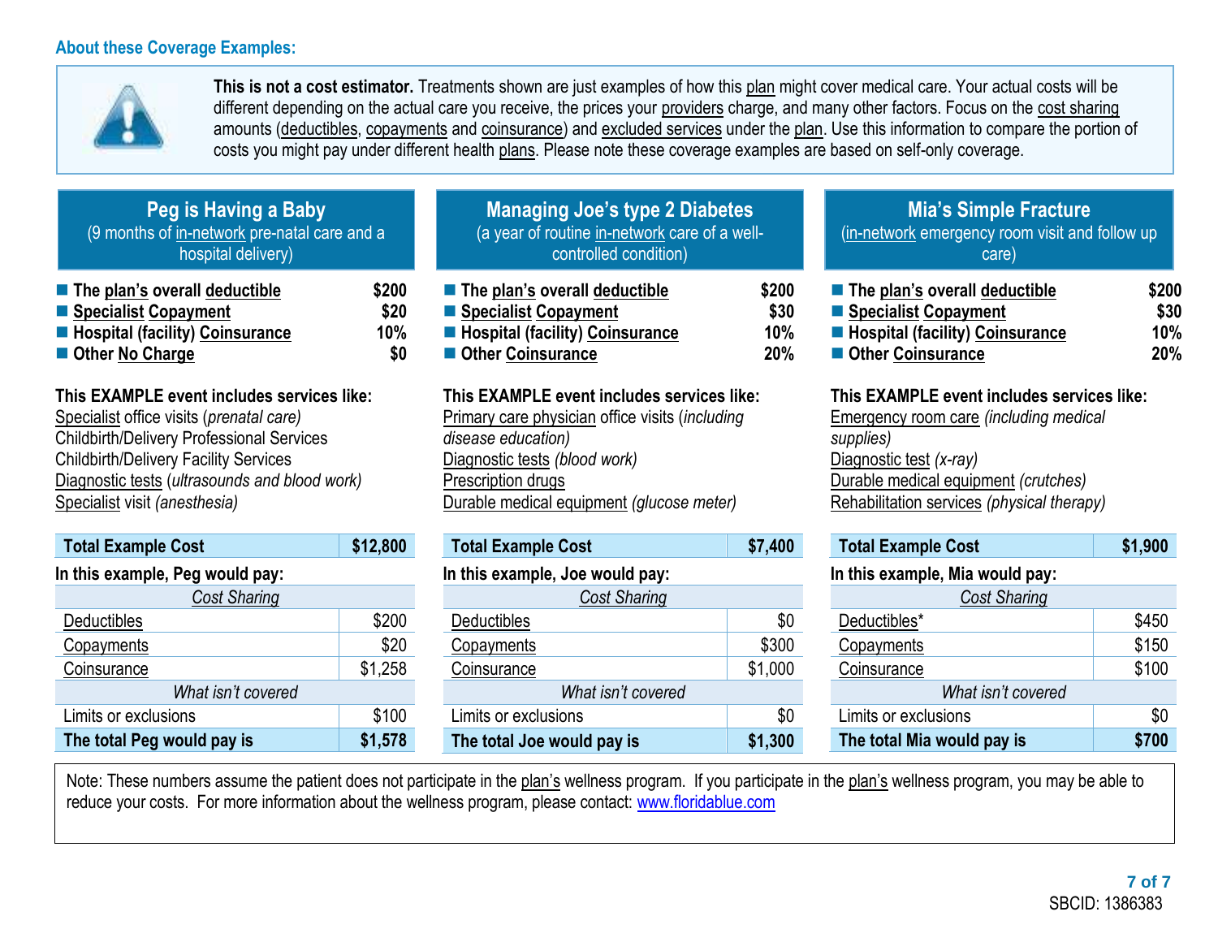## About these Coverage Examples:

**This is not a cost estimator.** Treatments shown are just examples of how this plan might cover medical care. Your actual costs will be different depending on the actual care you receive, the prices your providers charge, and many other factors. Focus on the cost sharing amounts (deductibles, copayments and coinsurance) and excluded services under the plan. Use this information to compare the portion of costs you might pay under different health plans. Please note these coverage examples are based on self-only coverage.

### Peg is Having a Baby
(9 months of in-network pre-natal care and a hospital delivery)

- **The plan's overall deductible** **$200**
- **Specialist Copayment** **$20**
- **Hospital (facility) Coinsurance** **10%**
- **Other No Charge** **$0**

**This EXAMPLE event includes services like:**
Specialist office visits (*prenatal care)*
Childbirth/Delivery Professional Services
Childbirth/Delivery Facility Services
Diagnostic tests (*ultrasounds and blood work)*
Specialist visit *(anesthesia)*

| **Total Example Cost** | **$12,800** |
|---|---|
| **In this example, Peg would pay:** | |
| *Cost Sharing* | |
| Deductibles | $200 |
| Copayments | $20 |
| Coinsurance | $1,258 |
| *What isn't covered* | |
| Limits or exclusions | $100 |
| **The total Peg would pay is** | **$1,578** |

### Managing Joe's type 2 Diabetes
(a year of routine in-network care of a well-controlled condition)

- **The plan's overall deductible** **$200**
- **Specialist Copayment** **$30**
- **Hospital (facility) Coinsurance** **10%**
- **Other Coinsurance** **20%**

**This EXAMPLE event includes services like:**
Primary care physician office visits (*including disease education)*
Diagnostic tests *(blood work)*
Prescription drugs
Durable medical equipment *(glucose meter)*

| **Total Example Cost** | **$7,400** |
|---|---|
| **In this example, Joe would pay:** | |
| *Cost Sharing* | |
| Deductibles | $0 |
| Copayments | $300 |
| Coinsurance | $1,000 |
| *What isn't covered* | |
| Limits or exclusions | $0 |
| **The total Joe would pay is** | **$1,300** |

### Mia's Simple Fracture
(in-network emergency room visit and follow up care)

- **The plan's overall deductible** **$200**
- **Specialist Copayment** **$30**
- **Hospital (facility) Coinsurance** **10%**
- **Other Coinsurance** **20%**

**This EXAMPLE event includes services like:**
Emergency room care *(including medical supplies)*
Diagnostic test *(x-ray)*
Durable medical equipment *(crutches)*
Rehabilitation services *(physical therapy)*

| **Total Example Cost** | **$1,900** |
|---|---|
| **In this example, Mia would pay:** | |
| *Cost Sharing* | |
| Deductibles* | $450 |
| Copayments | $150 |
| Coinsurance | $100 |
| *What isn't covered* | |
| Limits or exclusions | $0 |
| **The total Mia would pay is** | **$700** |

Note: These numbers assume the patient does not participate in the plan's wellness program. If you participate in the plan's wellness program, you may be able to reduce your costs. For more information about the wellness program, please contact: www.floridablue.com

SBCID: 1386383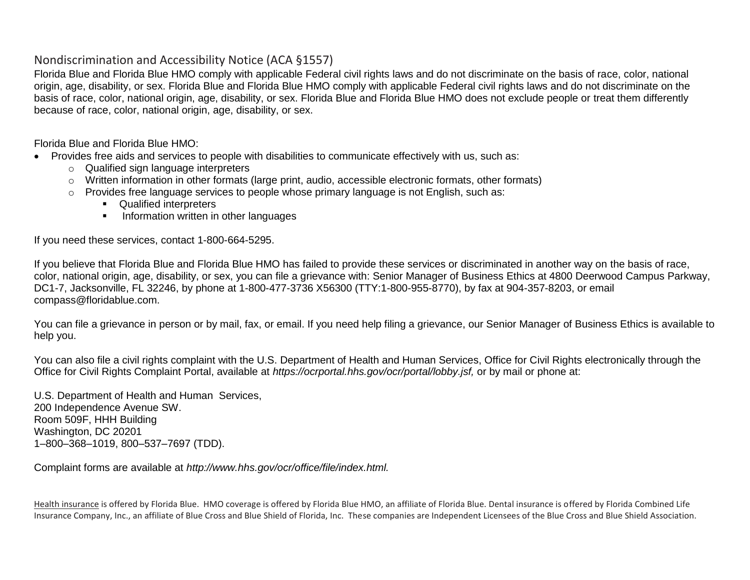## Nondiscrimination and Accessibility Notice (ACA §1557)

Florida Blue and Florida Blue HMO comply with applicable Federal civil rights laws and do not discriminate on the basis of race, color, national origin, age, disability, or sex. Florida Blue and Florida Blue HMO comply with applicable Federal civil rights laws and do not discriminate on the basis of race, color, national origin, age, disability, or sex. Florida Blue and Florida Blue HMO does not exclude people or treat them differently because of race, color, national origin, age, disability, or sex.

Florida Blue and Florida Blue HMO:

- Provides free aids and services to people with disabilities to communicate effectively with us, such as:
  - Qualified sign language interpreters
  - Written information in other formats (large print, audio, accessible electronic formats, other formats)
  - Provides free language services to people whose primary language is not English, such as:
    - Qualified interpreters
    - Information written in other languages

If you need these services, contact 1-800-664-5295.

If you believe that Florida Blue and Florida Blue HMO has failed to provide these services or discriminated in another way on the basis of race, color, national origin, age, disability, or sex, you can file a grievance with: Senior Manager of Business Ethics at 4800 Deerwood Campus Parkway, DC1-7, Jacksonville, FL 32246, by phone at 1-800-477-3736 X56300 (TTY:1-800-955-8770), by fax at 904-357-8203, or email compass@floridablue.com.

You can file a grievance in person or by mail, fax, or email. If you need help filing a grievance, our Senior Manager of Business Ethics is available to help you.

You can also file a civil rights complaint with the U.S. Department of Health and Human Services, Office for Civil Rights electronically through the Office for Civil Rights Complaint Portal, available at *https://ocrportal.hhs.gov/ocr/portal/lobby.jsf,* or by mail or phone at:

U.S. Department of Health and Human Services,
200 Independence Avenue SW.
Room 509F, HHH Building
Washington, DC 20201
1–800–368–1019, 800–537–7697 (TDD).

Complaint forms are available at *http://www.hhs.gov/ocr/office/file/index.html.*

Health insurance is offered by Florida Blue. HMO coverage is offered by Florida Blue HMO, an affiliate of Florida Blue. Dental insurance is offered by Florida Combined Life Insurance Company, Inc., an affiliate of Blue Cross and Blue Shield of Florida, Inc. These companies are Independent Licensees of the Blue Cross and Blue Shield Association.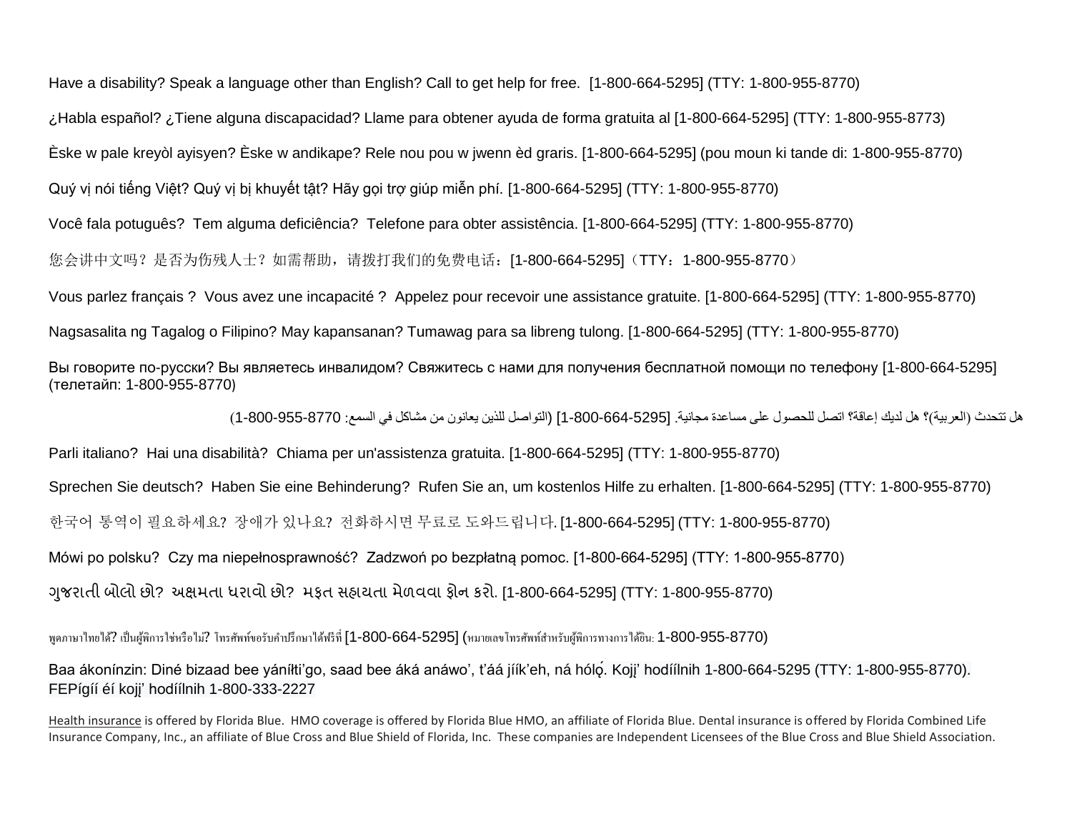Have a disability? Speak a language other than English? Call to get help for free. [1-800-664-5295] (TTY: 1-800-955-8770)

¿Habla español? ¿Tiene alguna discapacidad? Llame para obtener ayuda de forma gratuita al [1-800-664-5295] (TTY: 1-800-955-8773)

Èske w pale kreyòl ayisyen? Èske w andikape? Rele nou pou w jwenn èd graris. [1-800-664-5295] (pou moun ki tande di: 1-800-955-8770)

Quý vị nói tiếng Việt? Quý vị bị khuyết tật? Hãy gọi trợ giúp miễn phí. [1-800-664-5295] (TTY: 1-800-955-8770)

Você fala potuguês? Tem alguma deficiência? Telefone para obter assistência. [1-800-664-5295] (TTY: 1-800-955-8770)

您会讲中文吗？是否为伤残人士？如需帮助，请拨打我们的免费电话：[1-800-664-5295]（TTY：1-800-955-8770）

Vous parlez français ? Vous avez une incapacité ? Appelez pour recevoir une assistance gratuite. [1-800-664-5295] (TTY: 1-800-955-8770)

Nagsasalita ng Tagalog o Filipino? May kapansanan? Tumawag para sa libreng tulong. [1-800-664-5295] (TTY: 1-800-955-8770)

Вы говорите по-русски? Вы являетесь инвалидом? Свяжитесь с нами для получения бесплатной помощи по телефону [1-800-664-5295] (телетайп: 1-800-955-8770)

هل تتحدث (العربية)؟ هل لديك إعاقة؟ اتصل للحصول على مساعدة مجانية. [1-800-664-5295] (التواصل للذين يعانون من مشاكل في السمع: 1-800-955-8770)

Parli italiano? Hai una disabilità? Chiama per un'assistenza gratuita. [1-800-664-5295] (TTY: 1-800-955-8770)

Sprechen Sie deutsch? Haben Sie eine Behinderung? Rufen Sie an, um kostenlos Hilfe zu erhalten. [1-800-664-5295] (TTY: 1-800-955-8770)

한국어 통역이 필요하세요? 장애가 있나요? 전화하시면 무료로 도와드립니다. [1-800-664-5295] (TTY: 1-800-955-8770)

Mówi po polsku? Czy ma niepełnosprawność? Zadzwoń po bezpłatną pomoc. [1-800-664-5295] (TTY: 1-800-955-8770)

ગુજરાતી બોલો છો? અક્ષમતા ધરાવો છો? મફત સહાયતા મેળવવા ફોન કરો. [1-800-664-5295] (TTY: 1-800-955-8770)

พูดภาษาไทยได้? เป็นผู้พิการใช่หรือไม่? โทรศัพท์ขอรับคำปรึกษาได้ฟรีที่ [1-800-664-5295] (หมายเลขโทรศัพท์สำหรับผู้พิการทางการได้ยิน: 1-800-955-8770)

Baa ákonínzin: Diné bizaad bee yáníłti'go, saad bee áká anáwo', t'áá jíík'eh, ná hóló̜. Kojį' hodíílnih 1-800-664-5295 (TTY: 1-800-955-8770). FEPígíí éí kojį' hodíílnih 1-800-333-2227

Health insurance is offered by Florida Blue. HMO coverage is offered by Florida Blue HMO, an affiliate of Florida Blue. Dental insurance is offered by Florida Combined Life Insurance Company, Inc., an affiliate of Blue Cross and Blue Shield of Florida, Inc. These companies are Independent Licensees of the Blue Cross and Blue Shield Association.